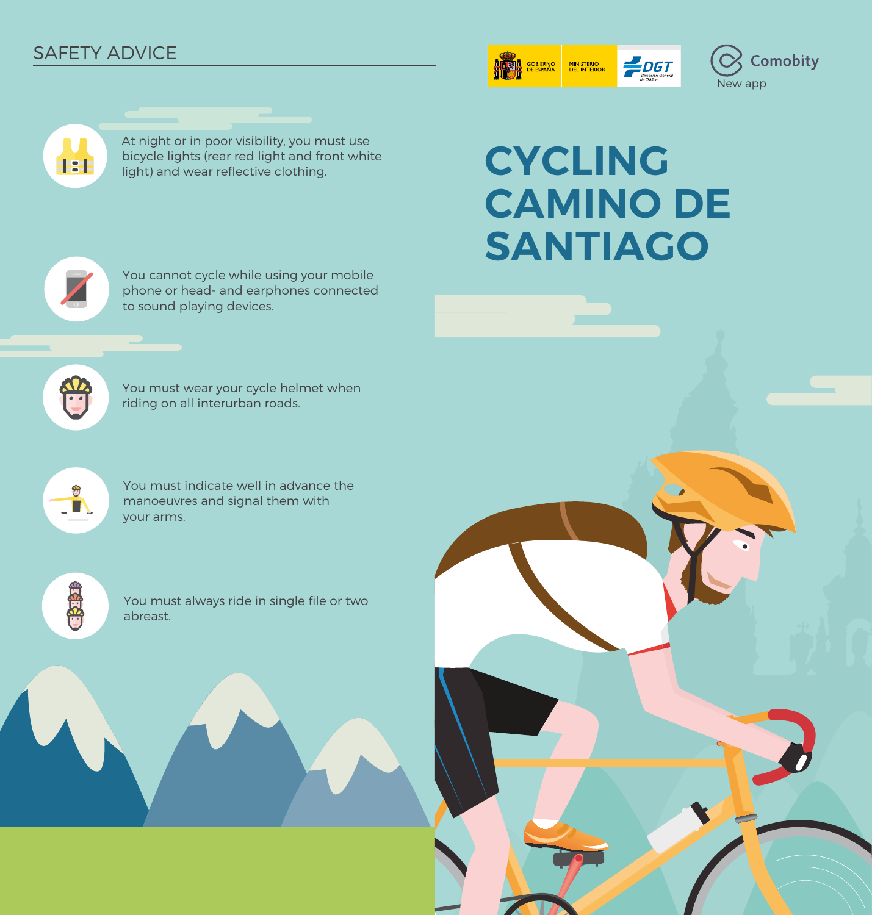## SAFETY ADVICE

GOBIERNO DE ESPAÑA | MINISTERIO DEL INTERIOR | DGT Dirección General de Tráfico

Comobity
New app

# CYCLING CAMINO DE SANTIAGO

At night or in poor visibility, you must use bicycle lights (rear red light and front white light) and wear reflective clothing.

You cannot cycle while using your mobile phone or head- and earphones connected to sound playing devices.

You must wear your cycle helmet when riding on all interurban roads.

You must indicate well in advance the manoeuvres and signal them with your arms.

You must always ride in single file or two abreast.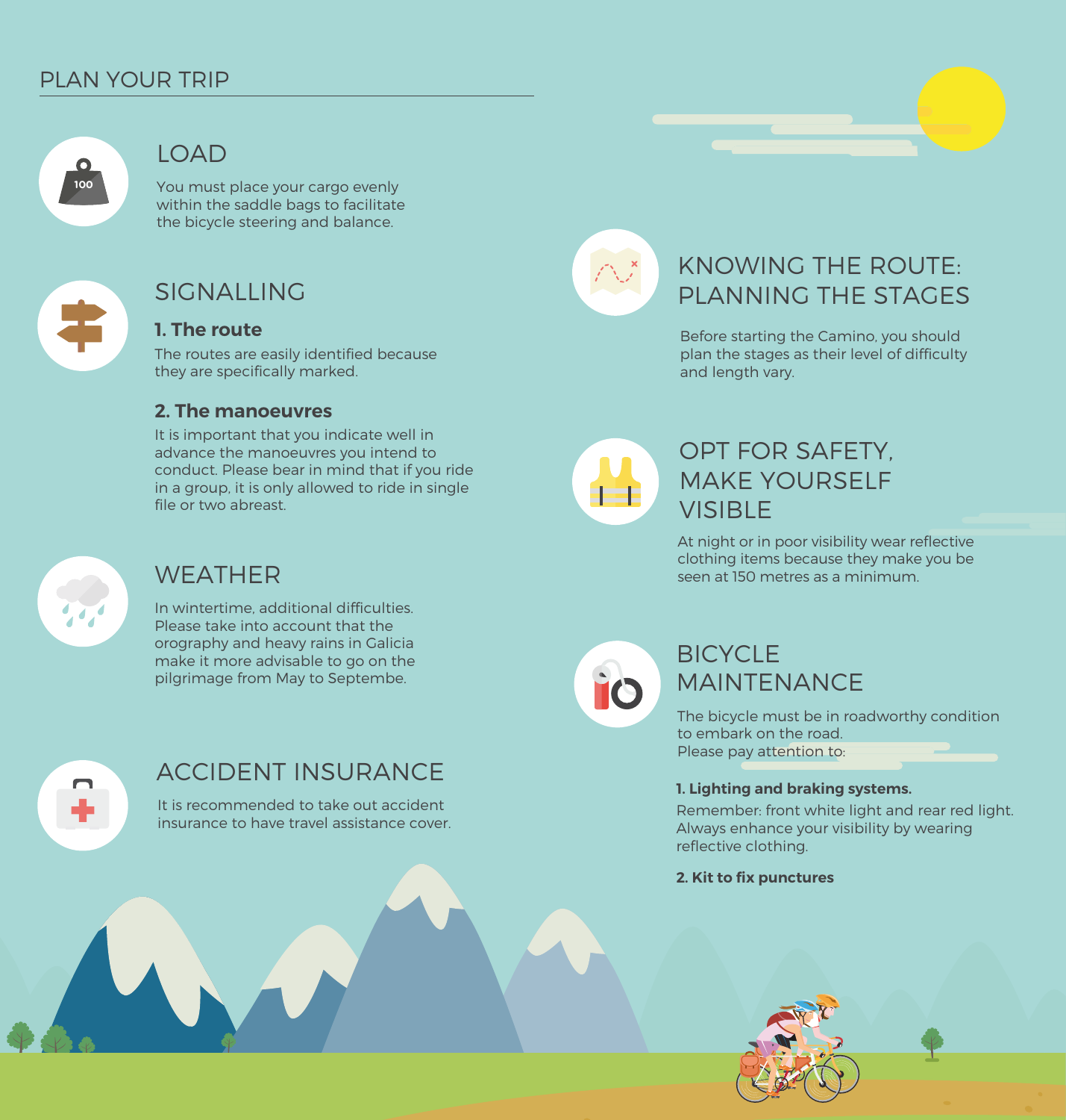## PLAN YOUR TRIP

### LOAD

You must place your cargo evenly within the saddle bags to facilitate the bicycle steering and balance.

### SIGNALLING

**1. The route**

The routes are easily identified because they are specifically marked.

**2. The manoeuvres**

It is important that you indicate well in advance the manoeuvres you intend to conduct. Please bear in mind that if you ride in a group, it is only allowed to ride in single file or two abreast.

### WEATHER

In wintertime, additional difficulties. Please take into account that the orography and heavy rains in Galicia make it more advisable to go on the pilgrimage from May to Septembe.

### ACCIDENT INSURANCE

It is recommended to take out accident insurance to have travel assistance cover.

### KNOWING THE ROUTE: PLANNING THE STAGES

Before starting the Camino, you should plan the stages as their level of difficulty and length vary.

### OPT FOR SAFETY, MAKE YOURSELF VISIBLE

At night or in poor visibility wear reflective clothing items because they make you be seen at 150 metres as a minimum.

### BICYCLE MAINTENANCE

The bicycle must be in roadworthy condition to embark on the road.
Please pay attention to:

**1. Lighting and braking systems.**

Remember: front white light and rear red light. Always enhance your visibility by wearing reflective clothing.

**2. Kit to fix punctures**